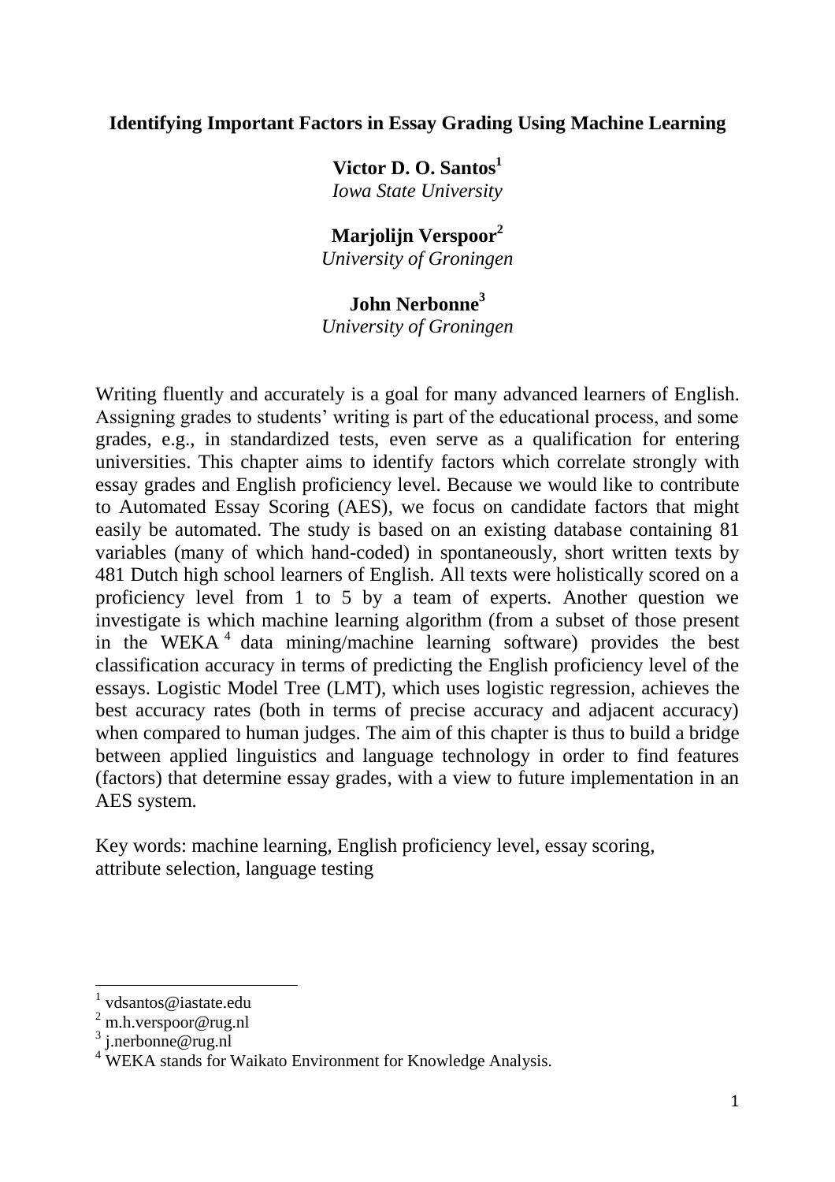# Identifying Important Factors in Essay Grading Using Machine Learning

**Victor D. O. Santos**[1]
*Iowa State University*

**Marjolijn Verspoor**[2]
*University of Groningen*

**John Nerbonne**[3]
*University of Groningen*

Writing fluently and accurately is a goal for many advanced learners of English. Assigning grades to students' writing is part of the educational process, and some grades, e.g., in standardized tests, even serve as a qualification for entering universities. This chapter aims to identify factors which correlate strongly with essay grades and English proficiency level. Because we would like to contribute to Automated Essay Scoring (AES), we focus on candidate factors that might easily be automated. The study is based on an existing database containing 81 variables (many of which hand-coded) in spontaneously, short written texts by 481 Dutch high school learners of English. All texts were holistically scored on a proficiency level from 1 to 5 by a team of experts. Another question we investigate is which machine learning algorithm (from a subset of those present in the WEKA[4] data mining/machine learning software) provides the best classification accuracy in terms of predicting the English proficiency level of the essays. Logistic Model Tree (LMT), which uses logistic regression, achieves the best accuracy rates (both in terms of precise accuracy and adjacent accuracy) when compared to human judges. The aim of this chapter is thus to build a bridge between applied linguistics and language technology in order to find features (factors) that determine essay grades, with a view to future implementation in an AES system.

Key words: machine learning, English proficiency level, essay scoring, attribute selection, language testing

---

[1] vdsantos@iastate.edu
[2] m.h.verspoor@rug.nl
[3] j.nerbonne@rug.nl
[4] WEKA stands for Waikato Environment for Knowledge Analysis.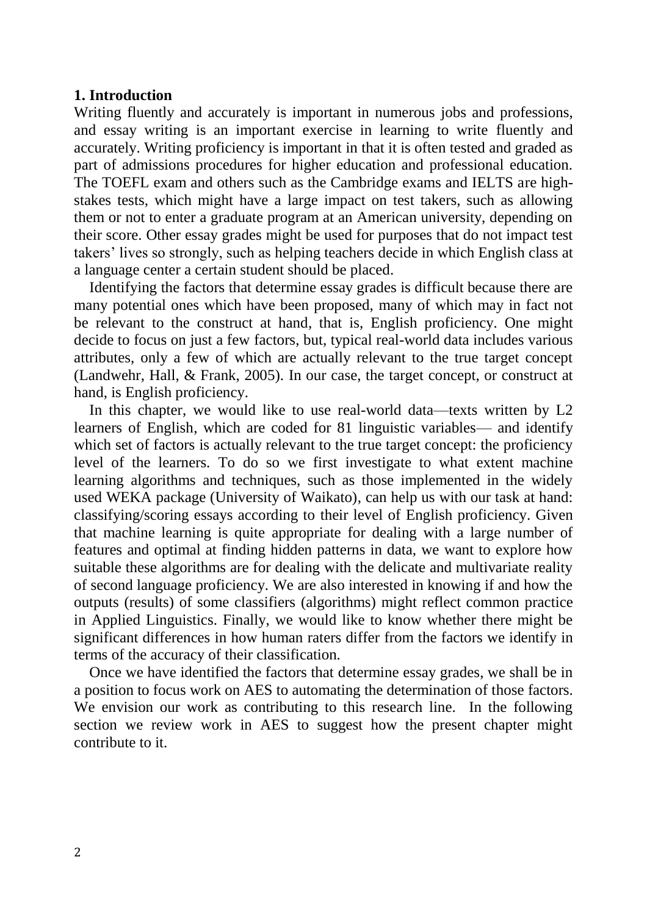## 1. Introduction

Writing fluently and accurately is important in numerous jobs and professions, and essay writing is an important exercise in learning to write fluently and accurately. Writing proficiency is important in that it is often tested and graded as part of admissions procedures for higher education and professional education. The TOEFL exam and others such as the Cambridge exams and IELTS are high-stakes tests, which might have a large impact on test takers, such as allowing them or not to enter a graduate program at an American university, depending on their score. Other essay grades might be used for purposes that do not impact test takers' lives so strongly, such as helping teachers decide in which English class at a language center a certain student should be placed.

Identifying the factors that determine essay grades is difficult because there are many potential ones which have been proposed, many of which may in fact not be relevant to the construct at hand, that is, English proficiency. One might decide to focus on just a few factors, but, typical real-world data includes various attributes, only a few of which are actually relevant to the true target concept (Landwehr, Hall, & Frank, 2005). In our case, the target concept, or construct at hand, is English proficiency.

In this chapter, we would like to use real-world data—texts written by L2 learners of English, which are coded for 81 linguistic variables— and identify which set of factors is actually relevant to the true target concept: the proficiency level of the learners. To do so we first investigate to what extent machine learning algorithms and techniques, such as those implemented in the widely used WEKA package (University of Waikato), can help us with our task at hand: classifying/scoring essays according to their level of English proficiency. Given that machine learning is quite appropriate for dealing with a large number of features and optimal at finding hidden patterns in data, we want to explore how suitable these algorithms are for dealing with the delicate and multivariate reality of second language proficiency. We are also interested in knowing if and how the outputs (results) of some classifiers (algorithms) might reflect common practice in Applied Linguistics. Finally, we would like to know whether there might be significant differences in how human raters differ from the factors we identify in terms of the accuracy of their classification.

Once we have identified the factors that determine essay grades, we shall be in a position to focus work on AES to automating the determination of those factors. We envision our work as contributing to this research line. In the following section we review work in AES to suggest how the present chapter might contribute to it.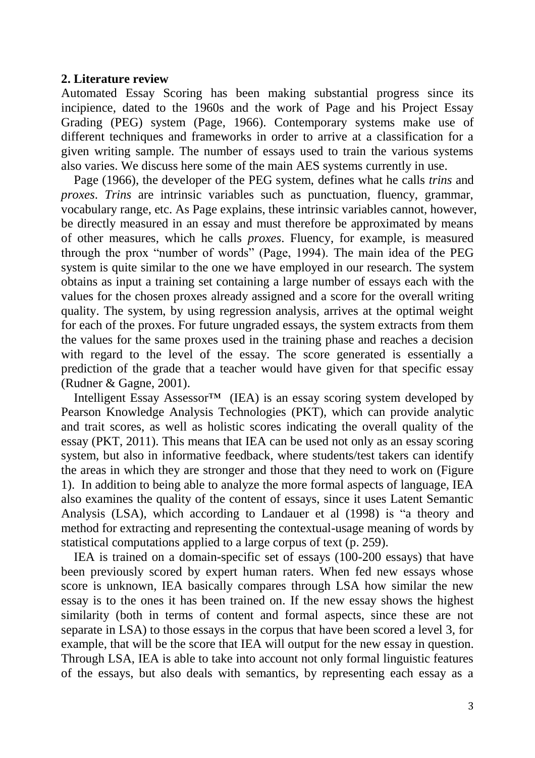## 2. Literature review

Automated Essay Scoring has been making substantial progress since its incipience, dated to the 1960s and the work of Page and his Project Essay Grading (PEG) system (Page, 1966). Contemporary systems make use of different techniques and frameworks in order to arrive at a classification for a given writing sample. The number of essays used to train the various systems also varies. We discuss here some of the main AES systems currently in use.

Page (1966), the developer of the PEG system, defines what he calls *trins* and *proxes*. *Trins* are intrinsic variables such as punctuation, fluency, grammar, vocabulary range, etc. As Page explains, these intrinsic variables cannot, however, be directly measured in an essay and must therefore be approximated by means of other measures, which he calls *proxes*. Fluency, for example, is measured through the prox "number of words" (Page, 1994). The main idea of the PEG system is quite similar to the one we have employed in our research. The system obtains as input a training set containing a large number of essays each with the values for the chosen proxes already assigned and a score for the overall writing quality. The system, by using regression analysis, arrives at the optimal weight for each of the proxes. For future ungraded essays, the system extracts from them the values for the same proxes used in the training phase and reaches a decision with regard to the level of the essay. The score generated is essentially a prediction of the grade that a teacher would have given for that specific essay (Rudner & Gagne, 2001).

Intelligent Essay Assessor™ (IEA) is an essay scoring system developed by Pearson Knowledge Analysis Technologies (PKT), which can provide analytic and trait scores, as well as holistic scores indicating the overall quality of the essay (PKT, 2011). This means that IEA can be used not only as an essay scoring system, but also in informative feedback, where students/test takers can identify the areas in which they are stronger and those that they need to work on (Figure 1). In addition to being able to analyze the more formal aspects of language, IEA also examines the quality of the content of essays, since it uses Latent Semantic Analysis (LSA), which according to Landauer et al (1998) is "a theory and method for extracting and representing the contextual-usage meaning of words by statistical computations applied to a large corpus of text (p. 259).

IEA is trained on a domain-specific set of essays (100-200 essays) that have been previously scored by expert human raters. When fed new essays whose score is unknown, IEA basically compares through LSA how similar the new essay is to the ones it has been trained on. If the new essay shows the highest similarity (both in terms of content and formal aspects, since these are not separate in LSA) to those essays in the corpus that have been scored a level 3, for example, that will be the score that IEA will output for the new essay in question. Through LSA, IEA is able to take into account not only formal linguistic features of the essays, but also deals with semantics, by representing each essay as a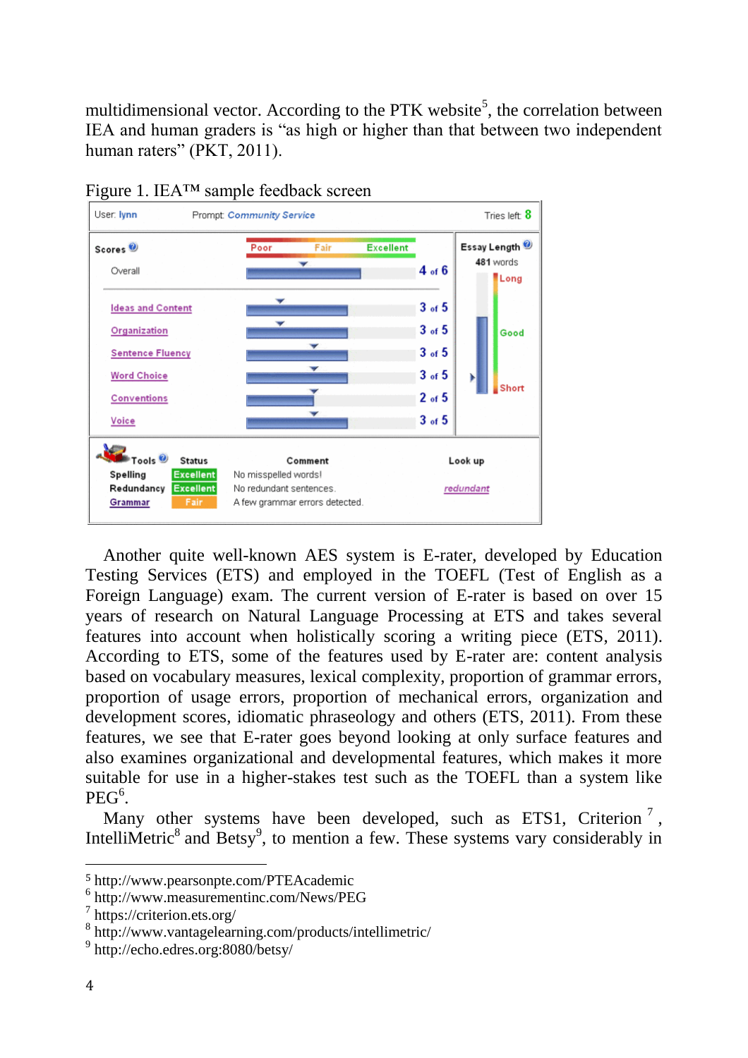multidimensional vector. According to the PTK website[5], the correlation between IEA and human graders is "as high or higher than that between two independent human raters" (PKT, 2011).

Figure 1. IEA™ sample feedback screen

Another quite well-known AES system is E-rater, developed by Education Testing Services (ETS) and employed in the TOEFL (Test of English as a Foreign Language) exam. The current version of E-rater is based on over 15 years of research on Natural Language Processing at ETS and takes several features into account when holistically scoring a writing piece (ETS, 2011). According to ETS, some of the features used by E-rater are: content analysis based on vocabulary measures, lexical complexity, proportion of grammar errors, proportion of usage errors, proportion of mechanical errors, organization and development scores, idiomatic phraseology and others (ETS, 2011). From these features, we see that E-rater goes beyond looking at only surface features and also examines organizational and developmental features, which makes it more suitable for use in a higher-stakes test such as the TOEFL than a system like PEG[6].

Many other systems have been developed, such as ETS1, Criterion[7], IntelliMetric[8] and Betsy[9], to mention a few. These systems vary considerably in

---

[5] http://www.pearsonpte.com/PTEAcademic
[6] http://www.measurementinc.com/News/PEG
[7] https://criterion.ets.org/
[8] http://www.vantagelearning.com/products/intellimetric/
[9] http://echo.edres.org:8080/betsy/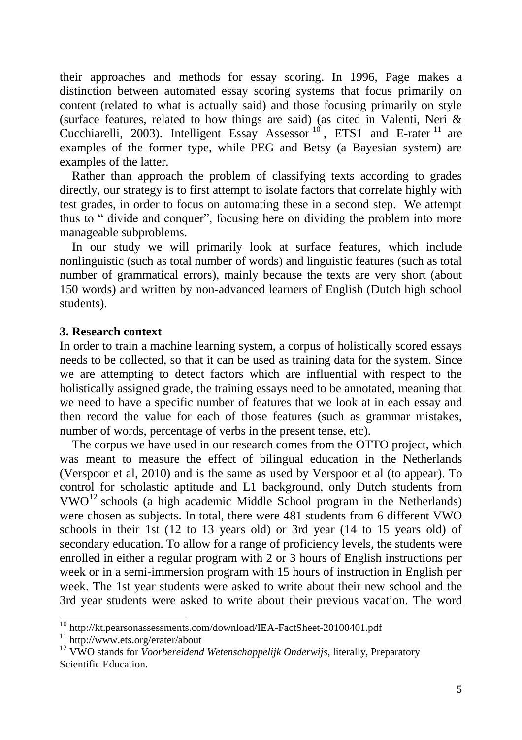their approaches and methods for essay scoring. In 1996, Page makes a distinction between automated essay scoring systems that focus primarily on content (related to what is actually said) and those focusing primarily on style (surface features, related to how things are said) (as cited in Valenti, Neri & Cucchiarelli, 2003). Intelligent Essay Assessor[10], ETS1 and E-rater[11] are examples of the former type, while PEG and Betsy (a Bayesian system) are examples of the latter.

Rather than approach the problem of classifying texts according to grades directly, our strategy is to first attempt to isolate factors that correlate highly with test grades, in order to focus on automating these in a second step. We attempt thus to " divide and conquer", focusing here on dividing the problem into more manageable subproblems.

In our study we will primarily look at surface features, which include nonlinguistic (such as total number of words) and linguistic features (such as total number of grammatical errors), mainly because the texts are very short (about 150 words) and written by non-advanced learners of English (Dutch high school students).

## 3. Research context

In order to train a machine learning system, a corpus of holistically scored essays needs to be collected, so that it can be used as training data for the system. Since we are attempting to detect factors which are influential with respect to the holistically assigned grade, the training essays need to be annotated, meaning that we need to have a specific number of features that we look at in each essay and then record the value for each of those features (such as grammar mistakes, number of words, percentage of verbs in the present tense, etc).

The corpus we have used in our research comes from the OTTO project, which was meant to measure the effect of bilingual education in the Netherlands (Verspoor et al, 2010) and is the same as used by Verspoor et al (to appear). To control for scholastic aptitude and L1 background, only Dutch students from VWO[12] schools (a high academic Middle School program in the Netherlands) were chosen as subjects. In total, there were 481 students from 6 different VWO schools in their 1st (12 to 13 years old) or 3rd year (14 to 15 years old) of secondary education. To allow for a range of proficiency levels, the students were enrolled in either a regular program with 2 or 3 hours of English instructions per week or in a semi-immersion program with 15 hours of instruction in English per week. The 1st year students were asked to write about their new school and the 3rd year students were asked to write about their previous vacation. The word

---

[10] http://kt.pearsonassessments.com/download/IEA-FactSheet-20100401.pdf

[11] http://www.ets.org/erater/about

[12] VWO stands for *Voorbereidend Wetenschappelijk Onderwijs*, literally, Preparatory Scientific Education.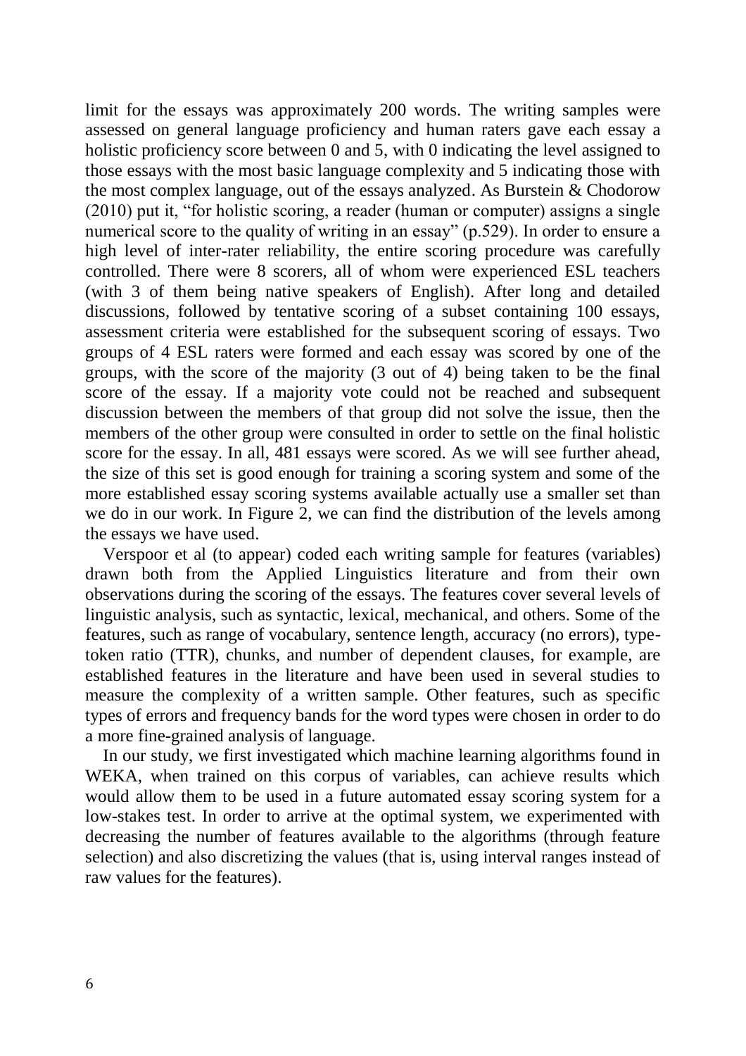limit for the essays was approximately 200 words. The writing samples were assessed on general language proficiency and human raters gave each essay a holistic proficiency score between 0 and 5, with 0 indicating the level assigned to those essays with the most basic language complexity and 5 indicating those with the most complex language, out of the essays analyzed. As Burstein & Chodorow (2010) put it, "for holistic scoring, a reader (human or computer) assigns a single numerical score to the quality of writing in an essay" (p.529). In order to ensure a high level of inter-rater reliability, the entire scoring procedure was carefully controlled. There were 8 scorers, all of whom were experienced ESL teachers (with 3 of them being native speakers of English). After long and detailed discussions, followed by tentative scoring of a subset containing 100 essays, assessment criteria were established for the subsequent scoring of essays. Two groups of 4 ESL raters were formed and each essay was scored by one of the groups, with the score of the majority (3 out of 4) being taken to be the final score of the essay. If a majority vote could not be reached and subsequent discussion between the members of that group did not solve the issue, then the members of the other group were consulted in order to settle on the final holistic score for the essay. In all, 481 essays were scored. As we will see further ahead, the size of this set is good enough for training a scoring system and some of the more established essay scoring systems available actually use a smaller set than we do in our work. In Figure 2, we can find the distribution of the levels among the essays we have used.

Verspoor et al (to appear) coded each writing sample for features (variables) drawn both from the Applied Linguistics literature and from their own observations during the scoring of the essays. The features cover several levels of linguistic analysis, such as syntactic, lexical, mechanical, and others. Some of the features, such as range of vocabulary, sentence length, accuracy (no errors), type-token ratio (TTR), chunks, and number of dependent clauses, for example, are established features in the literature and have been used in several studies to measure the complexity of a written sample. Other features, such as specific types of errors and frequency bands for the word types were chosen in order to do a more fine-grained analysis of language.

In our study, we first investigated which machine learning algorithms found in WEKA, when trained on this corpus of variables, can achieve results which would allow them to be used in a future automated essay scoring system for a low-stakes test. In order to arrive at the optimal system, we experimented with decreasing the number of features available to the algorithms (through feature selection) and also discretizing the values (that is, using interval ranges instead of raw values for the features).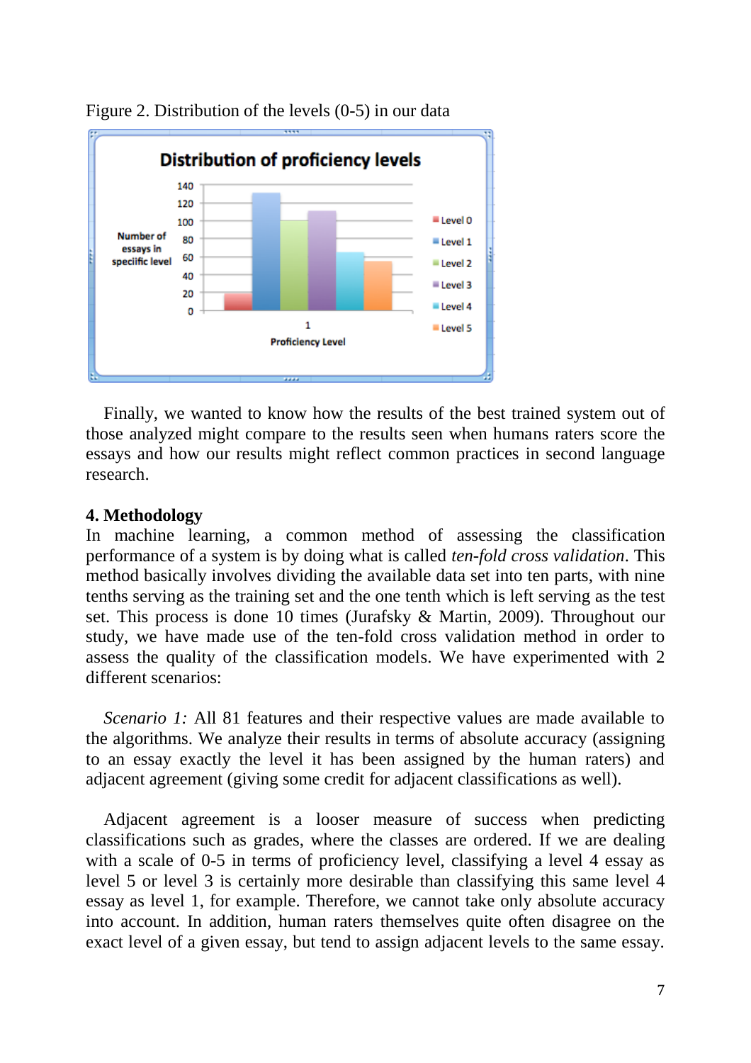Figure 2. Distribution of the levels (0-5) in our data

Finally, we wanted to know how the results of the best trained system out of those analyzed might compare to the results seen when humans raters score the essays and how our results might reflect common practices in second language research.

## 4. Methodology

In machine learning, a common method of assessing the classification performance of a system is by doing what is called *ten-fold cross validation*. This method basically involves dividing the available data set into ten parts, with nine tenths serving as the training set and the one tenth which is left serving as the test set. This process is done 10 times (Jurafsky & Martin, 2009). Throughout our study, we have made use of the ten-fold cross validation method in order to assess the quality of the classification models. We have experimented with 2 different scenarios:

*Scenario 1:* All 81 features and their respective values are made available to the algorithms. We analyze their results in terms of absolute accuracy (assigning to an essay exactly the level it has been assigned by the human raters) and adjacent agreement (giving some credit for adjacent classifications as well).

Adjacent agreement is a looser measure of success when predicting classifications such as grades, where the classes are ordered. If we are dealing with a scale of 0-5 in terms of proficiency level, classifying a level 4 essay as level 5 or level 3 is certainly more desirable than classifying this same level 4 essay as level 1, for example. Therefore, we cannot take only absolute accuracy into account. In addition, human raters themselves quite often disagree on the exact level of a given essay, but tend to assign adjacent levels to the same essay.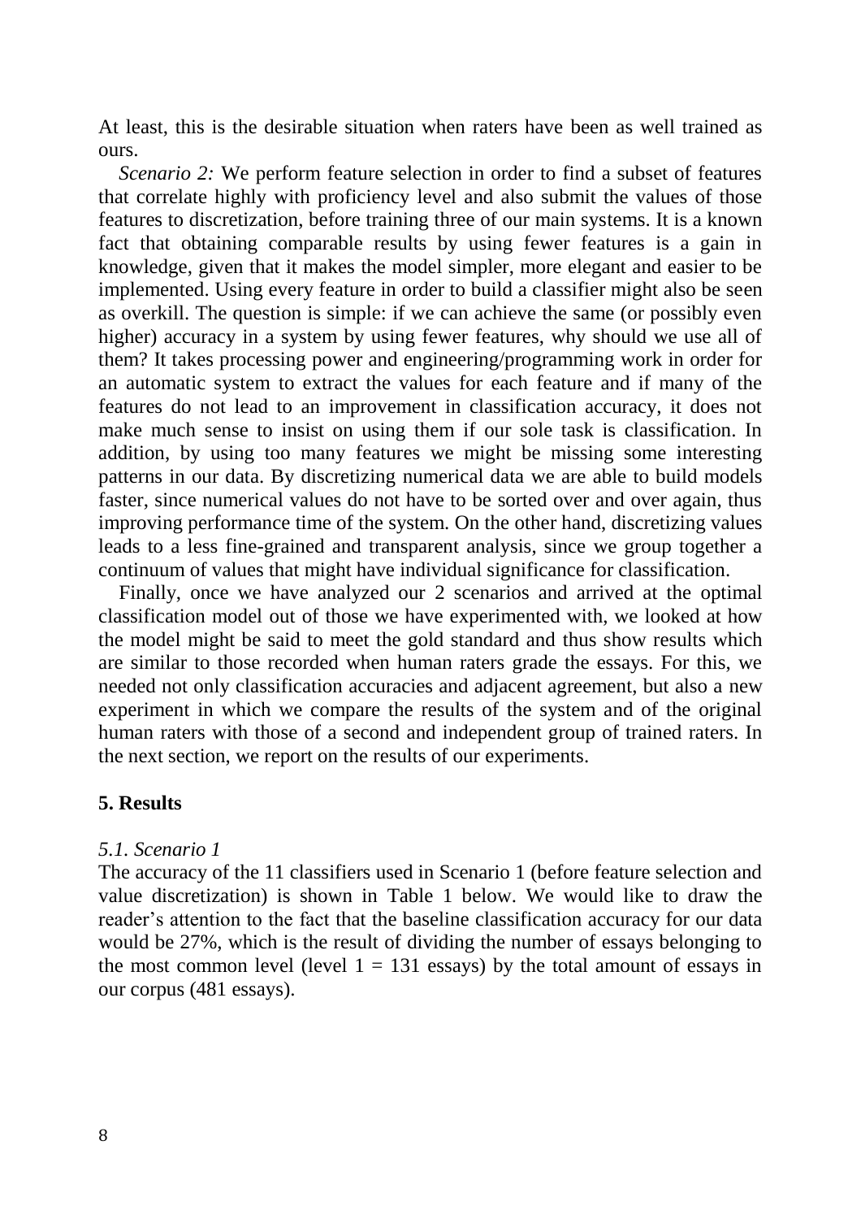At least, this is the desirable situation when raters have been as well trained as ours.

*Scenario 2:* We perform feature selection in order to find a subset of features that correlate highly with proficiency level and also submit the values of those features to discretization, before training three of our main systems. It is a known fact that obtaining comparable results by using fewer features is a gain in knowledge, given that it makes the model simpler, more elegant and easier to be implemented. Using every feature in order to build a classifier might also be seen as overkill. The question is simple: if we can achieve the same (or possibly even higher) accuracy in a system by using fewer features, why should we use all of them? It takes processing power and engineering/programming work in order for an automatic system to extract the values for each feature and if many of the features do not lead to an improvement in classification accuracy, it does not make much sense to insist on using them if our sole task is classification. In addition, by using too many features we might be missing some interesting patterns in our data. By discretizing numerical data we are able to build models faster, since numerical values do not have to be sorted over and over again, thus improving performance time of the system. On the other hand, discretizing values leads to a less fine-grained and transparent analysis, since we group together a continuum of values that might have individual significance for classification.

Finally, once we have analyzed our 2 scenarios and arrived at the optimal classification model out of those we have experimented with, we looked at how the model might be said to meet the gold standard and thus show results which are similar to those recorded when human raters grade the essays. For this, we needed not only classification accuracies and adjacent agreement, but also a new experiment in which we compare the results of the system and of the original human raters with those of a second and independent group of trained raters. In the next section, we report on the results of our experiments.

## 5. Results

### *5.1. Scenario 1*

The accuracy of the 11 classifiers used in Scenario 1 (before feature selection and value discretization) is shown in Table 1 below. We would like to draw the reader's attention to the fact that the baseline classification accuracy for our data would be 27%, which is the result of dividing the number of essays belonging to the most common level (level 1 = 131 essays) by the total amount of essays in our corpus (481 essays).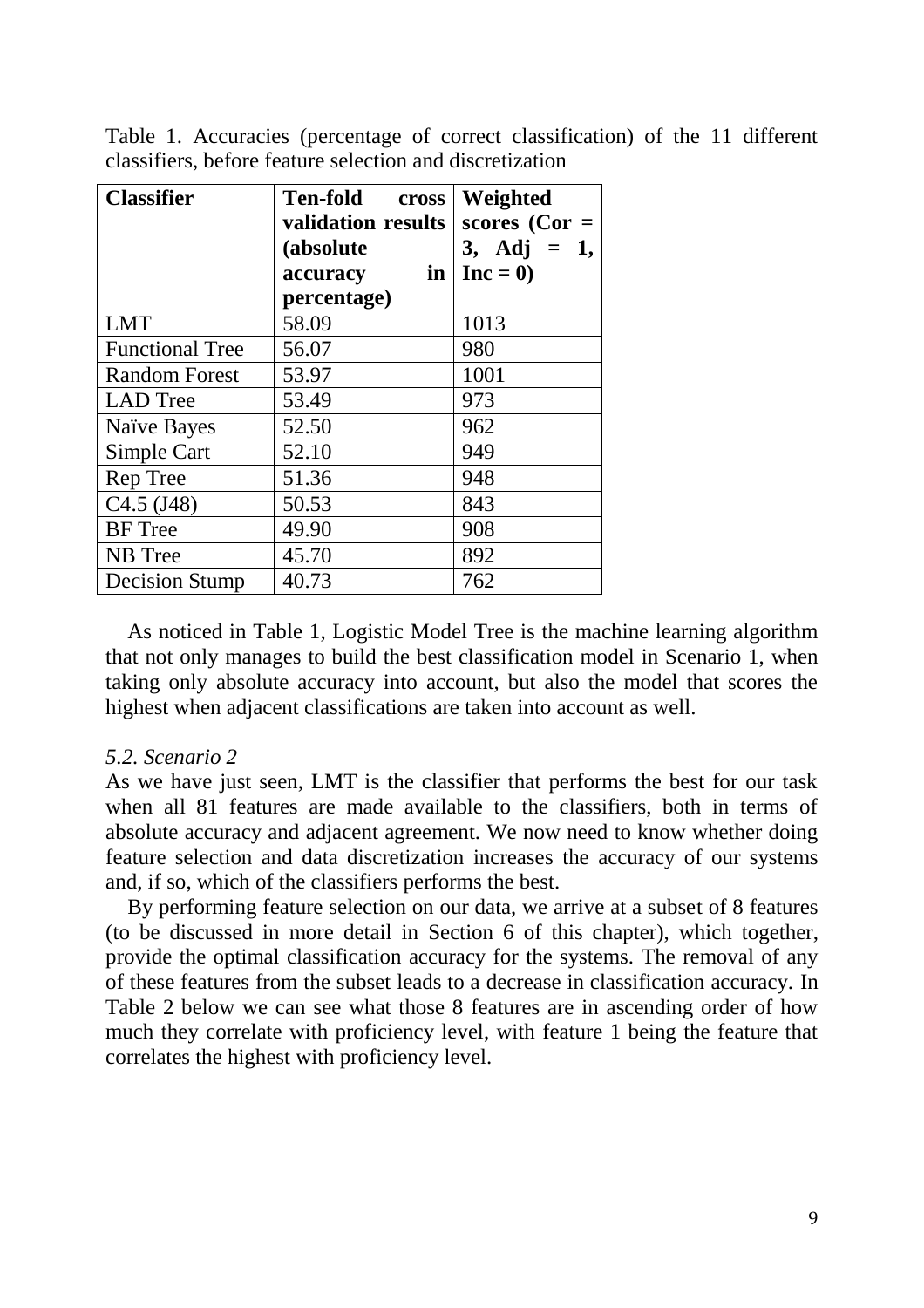Table 1. Accuracies (percentage of correct classification) of the 11 different classifiers, before feature selection and discretization

| Classifier | Ten-fold cross validation results (absolute accuracy in percentage) | Weighted scores (Cor = 3, Adj = 1, Inc = 0) |
|---|---|---|
| LMT | 58.09 | 1013 |
| Functional Tree | 56.07 | 980 |
| Random Forest | 53.97 | 1001 |
| LAD Tree | 53.49 | 973 |
| Naïve Bayes | 52.50 | 962 |
| Simple Cart | 52.10 | 949 |
| Rep Tree | 51.36 | 948 |
| C4.5 (J48) | 50.53 | 843 |
| BF Tree | 49.90 | 908 |
| NB Tree | 45.70 | 892 |
| Decision Stump | 40.73 | 762 |

As noticed in Table 1, Logistic Model Tree is the machine learning algorithm that not only manages to build the best classification model in Scenario 1, when taking only absolute accuracy into account, but also the model that scores the highest when adjacent classifications are taken into account as well.

*5.2. Scenario 2*

As we have just seen, LMT is the classifier that performs the best for our task when all 81 features are made available to the classifiers, both in terms of absolute accuracy and adjacent agreement. We now need to know whether doing feature selection and data discretization increases the accuracy of our systems and, if so, which of the classifiers performs the best.

By performing feature selection on our data, we arrive at a subset of 8 features (to be discussed in more detail in Section 6 of this chapter), which together, provide the optimal classification accuracy for the systems. The removal of any of these features from the subset leads to a decrease in classification accuracy. In Table 2 below we can see what those 8 features are in ascending order of how much they correlate with proficiency level, with feature 1 being the feature that correlates the highest with proficiency level.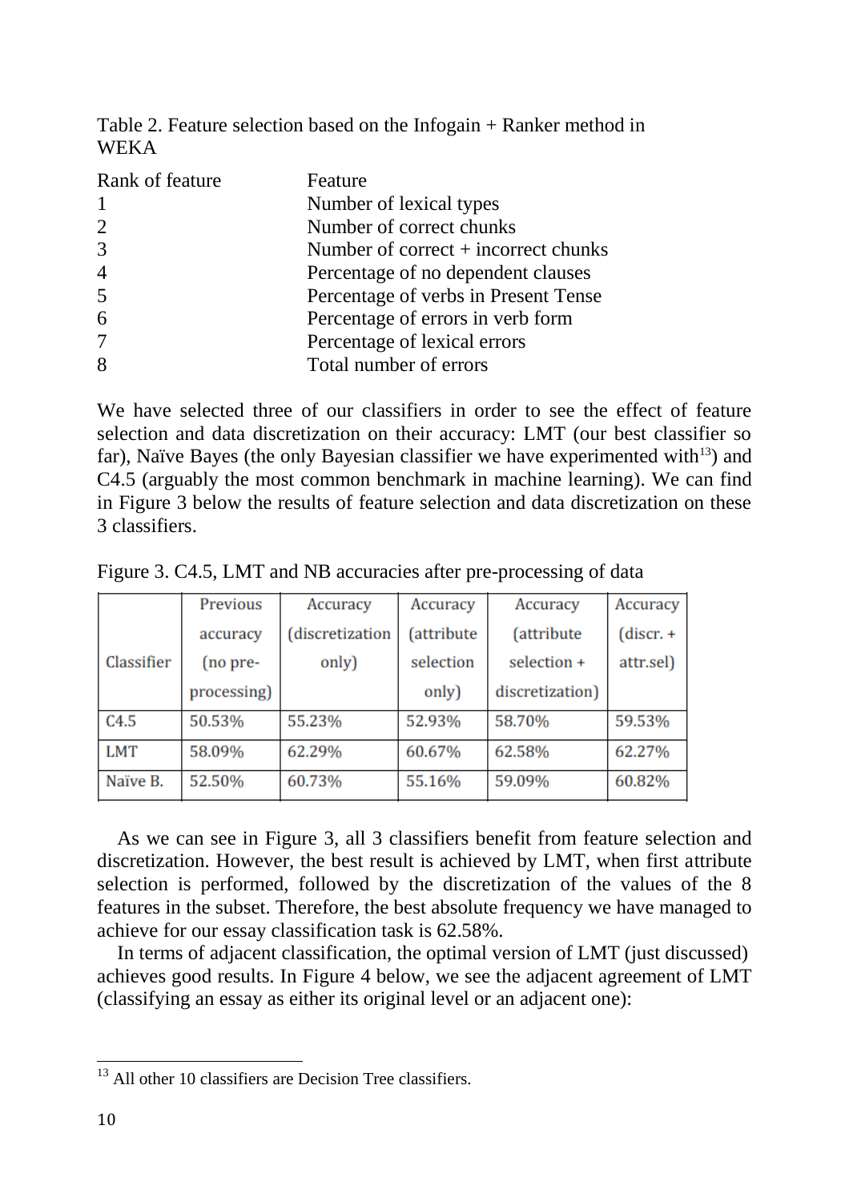Table 2. Feature selection based on the Infogain + Ranker method in WEKA

| Rank of feature | Feature |
| --- | --- |
| 1 | Number of lexical types |
| 2 | Number of correct chunks |
| 3 | Number of correct + incorrect chunks |
| 4 | Percentage of no dependent clauses |
| 5 | Percentage of verbs in Present Tense |
| 6 | Percentage of errors in verb form |
| 7 | Percentage of lexical errors |
| 8 | Total number of errors |

We have selected three of our classifiers in order to see the effect of feature selection and data discretization on their accuracy: LMT (our best classifier so far), Naïve Bayes (the only Bayesian classifier we have experimented with[13]) and C4.5 (arguably the most common benchmark in machine learning). We can find in Figure 3 below the results of feature selection and data discretization on these 3 classifiers.

Figure 3. C4.5, LMT and NB accuracies after pre-processing of data

| Classifier | Previous accuracy (no pre-processing) | Accuracy (discretization only) | Accuracy (attribute selection only) | Accuracy (attribute selection + discretization) | Accuracy (discr. + attr.sel) |
| --- | --- | --- | --- | --- | --- |
| C4.5 | 50.53% | 55.23% | 52.93% | 58.70% | 59.53% |
| LMT | 58.09% | 62.29% | 60.67% | 62.58% | 62.27% |
| Naïve B. | 52.50% | 60.73% | 55.16% | 59.09% | 60.82% |

As we can see in Figure 3, all 3 classifiers benefit from feature selection and discretization. However, the best result is achieved by LMT, when first attribute selection is performed, followed by the discretization of the values of the 8 features in the subset. Therefore, the best absolute frequency we have managed to achieve for our essay classification task is 62.58%.

In terms of adjacent classification, the optimal version of LMT (just discussed) achieves good results. In Figure 4 below, we see the adjacent agreement of LMT (classifying an essay as either its original level or an adjacent one):

[13] All other 10 classifiers are Decision Tree classifiers.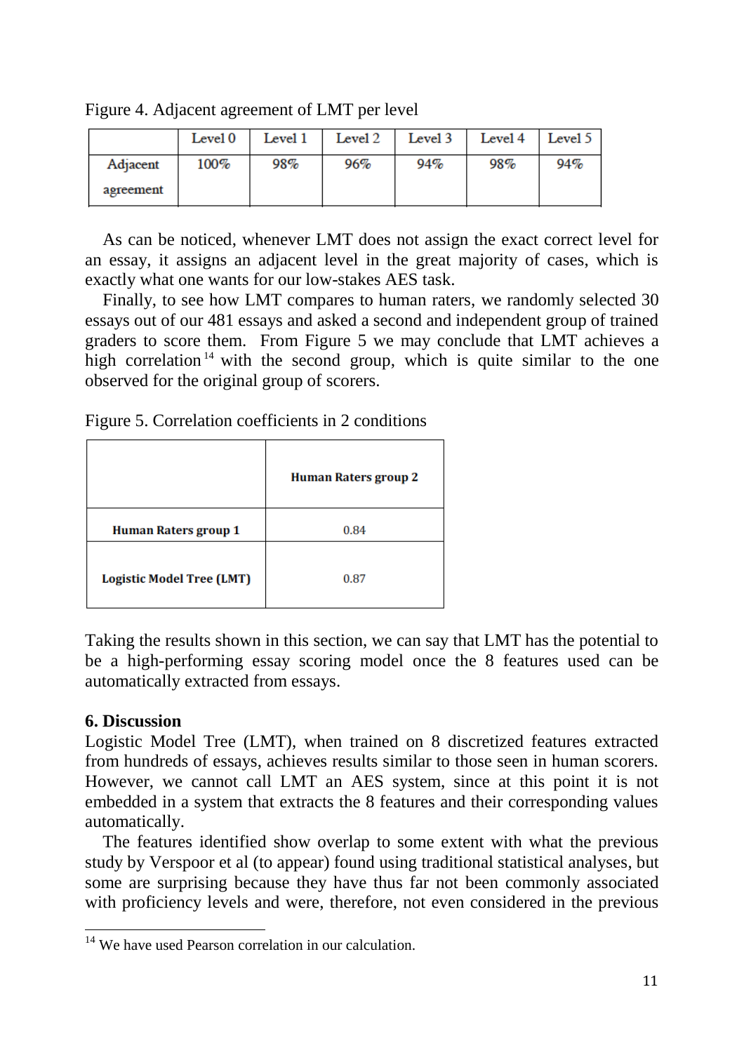Figure 4. Adjacent agreement of LMT per level

| | Level 0 | Level 1 | Level 2 | Level 3 | Level 4 | Level 5 |
|---|---|---|---|---|---|---|
| Adjacent agreement | 100% | 98% | 96% | 94% | 98% | 94% |

As can be noticed, whenever LMT does not assign the exact correct level for an essay, it assigns an adjacent level in the great majority of cases, which is exactly what one wants for our low-stakes AES task.

Finally, to see how LMT compares to human raters, we randomly selected 30 essays out of our 481 essays and asked a second and independent group of trained graders to score them. From Figure 5 we may conclude that LMT achieves a high correlation[14] with the second group, which is quite similar to the one observed for the original group of scorers.

Figure 5. Correlation coefficients in 2 conditions

| | **Human Raters group 2** |
|---|---|
| **Human Raters group 1** | 0.84 |
| **Logistic Model Tree (LMT)** | 0.87 |

Taking the results shown in this section, we can say that LMT has the potential to be a high-performing essay scoring model once the 8 features used can be automatically extracted from essays.

## 6. Discussion

Logistic Model Tree (LMT), when trained on 8 discretized features extracted from hundreds of essays, achieves results similar to those seen in human scorers. However, we cannot call LMT an AES system, since at this point it is not embedded in a system that extracts the 8 features and their corresponding values automatically.

The features identified show overlap to some extent with what the previous study by Verspoor et al (to appear) found using traditional statistical analyses, but some are surprising because they have thus far not been commonly associated with proficiency levels and were, therefore, not even considered in the previous

[14] We have used Pearson correlation in our calculation.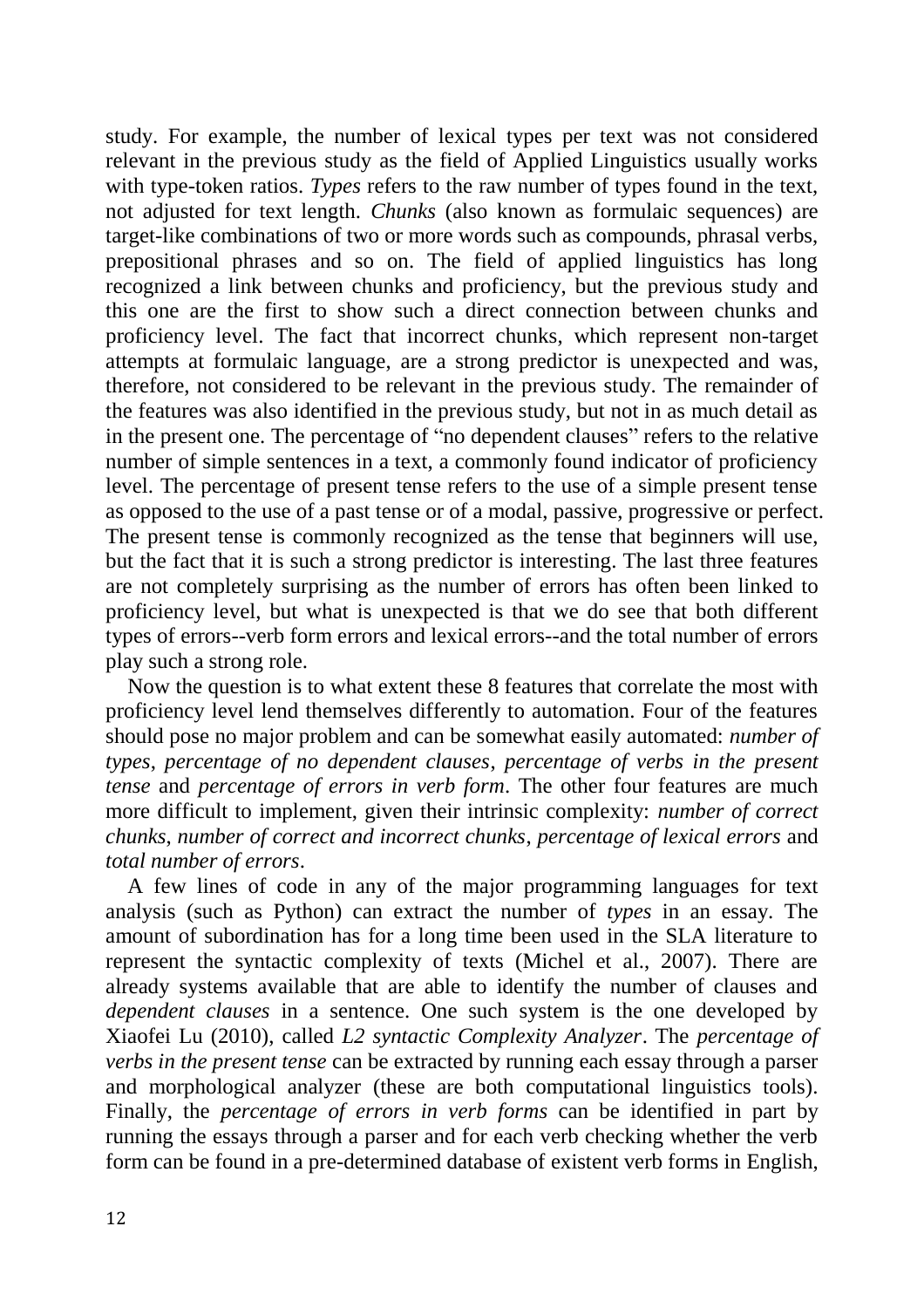study. For example, the number of lexical types per text was not considered relevant in the previous study as the field of Applied Linguistics usually works with type-token ratios. *Types* refers to the raw number of types found in the text, not adjusted for text length. *Chunks* (also known as formulaic sequences) are target-like combinations of two or more words such as compounds, phrasal verbs, prepositional phrases and so on. The field of applied linguistics has long recognized a link between chunks and proficiency, but the previous study and this one are the first to show such a direct connection between chunks and proficiency level. The fact that incorrect chunks, which represent non-target attempts at formulaic language, are a strong predictor is unexpected and was, therefore, not considered to be relevant in the previous study. The remainder of the features was also identified in the previous study, but not in as much detail as in the present one. The percentage of "no dependent clauses" refers to the relative number of simple sentences in a text, a commonly found indicator of proficiency level. The percentage of present tense refers to the use of a simple present tense as opposed to the use of a past tense or of a modal, passive, progressive or perfect. The present tense is commonly recognized as the tense that beginners will use, but the fact that it is such a strong predictor is interesting. The last three features are not completely surprising as the number of errors has often been linked to proficiency level, but what is unexpected is that we do see that both different types of errors--verb form errors and lexical errors--and the total number of errors play such a strong role.

Now the question is to what extent these 8 features that correlate the most with proficiency level lend themselves differently to automation. Four of the features should pose no major problem and can be somewhat easily automated: *number of types*, *percentage of no dependent clauses*, *percentage of verbs in the present tense* and *percentage of errors in verb form*. The other four features are much more difficult to implement, given their intrinsic complexity: *number of correct chunks*, *number of correct and incorrect chunks*, *percentage of lexical errors* and *total number of errors*.

A few lines of code in any of the major programming languages for text analysis (such as Python) can extract the number of *types* in an essay. The amount of subordination has for a long time been used in the SLA literature to represent the syntactic complexity of texts (Michel et al., 2007). There are already systems available that are able to identify the number of clauses and *dependent clauses* in a sentence. One such system is the one developed by Xiaofei Lu (2010), called *L2 syntactic Complexity Analyzer*. The *percentage of verbs in the present tense* can be extracted by running each essay through a parser and morphological analyzer (these are both computational linguistics tools). Finally, the *percentage of errors in verb forms* can be identified in part by running the essays through a parser and for each verb checking whether the verb form can be found in a pre-determined database of existent verb forms in English,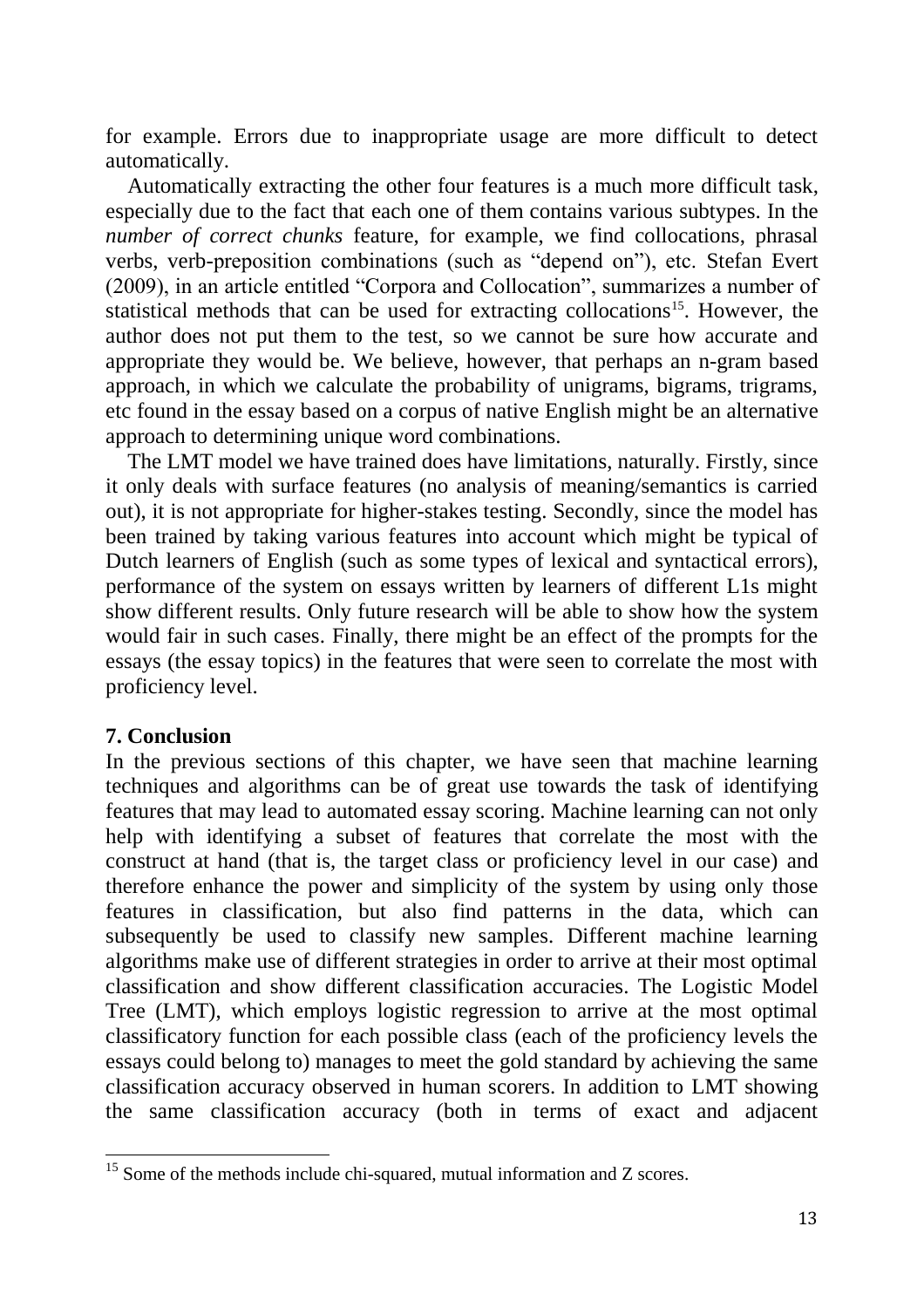for example. Errors due to inappropriate usage are more difficult to detect automatically.

Automatically extracting the other four features is a much more difficult task, especially due to the fact that each one of them contains various subtypes. In the *number of correct chunks* feature, for example, we find collocations, phrasal verbs, verb-preposition combinations (such as "depend on"), etc. Stefan Evert (2009), in an article entitled "Corpora and Collocation", summarizes a number of statistical methods that can be used for extracting collocations[15]. However, the author does not put them to the test, so we cannot be sure how accurate and appropriate they would be. We believe, however, that perhaps an n-gram based approach, in which we calculate the probability of unigrams, bigrams, trigrams, etc found in the essay based on a corpus of native English might be an alternative approach to determining unique word combinations.

The LMT model we have trained does have limitations, naturally. Firstly, since it only deals with surface features (no analysis of meaning/semantics is carried out), it is not appropriate for higher-stakes testing. Secondly, since the model has been trained by taking various features into account which might be typical of Dutch learners of English (such as some types of lexical and syntactical errors), performance of the system on essays written by learners of different L1s might show different results. Only future research will be able to show how the system would fair in such cases. Finally, there might be an effect of the prompts for the essays (the essay topics) in the features that were seen to correlate the most with proficiency level.

## 7. Conclusion

In the previous sections of this chapter, we have seen that machine learning techniques and algorithms can be of great use towards the task of identifying features that may lead to automated essay scoring. Machine learning can not only help with identifying a subset of features that correlate the most with the construct at hand (that is, the target class or proficiency level in our case) and therefore enhance the power and simplicity of the system by using only those features in classification, but also find patterns in the data, which can subsequently be used to classify new samples. Different machine learning algorithms make use of different strategies in order to arrive at their most optimal classification and show different classification accuracies. The Logistic Model Tree (LMT), which employs logistic regression to arrive at the most optimal classificatory function for each possible class (each of the proficiency levels the essays could belong to) manages to meet the gold standard by achieving the same classification accuracy observed in human scorers. In addition to LMT showing the same classification accuracy (both in terms of exact and adjacent

[15] Some of the methods include chi-squared, mutual information and Z scores.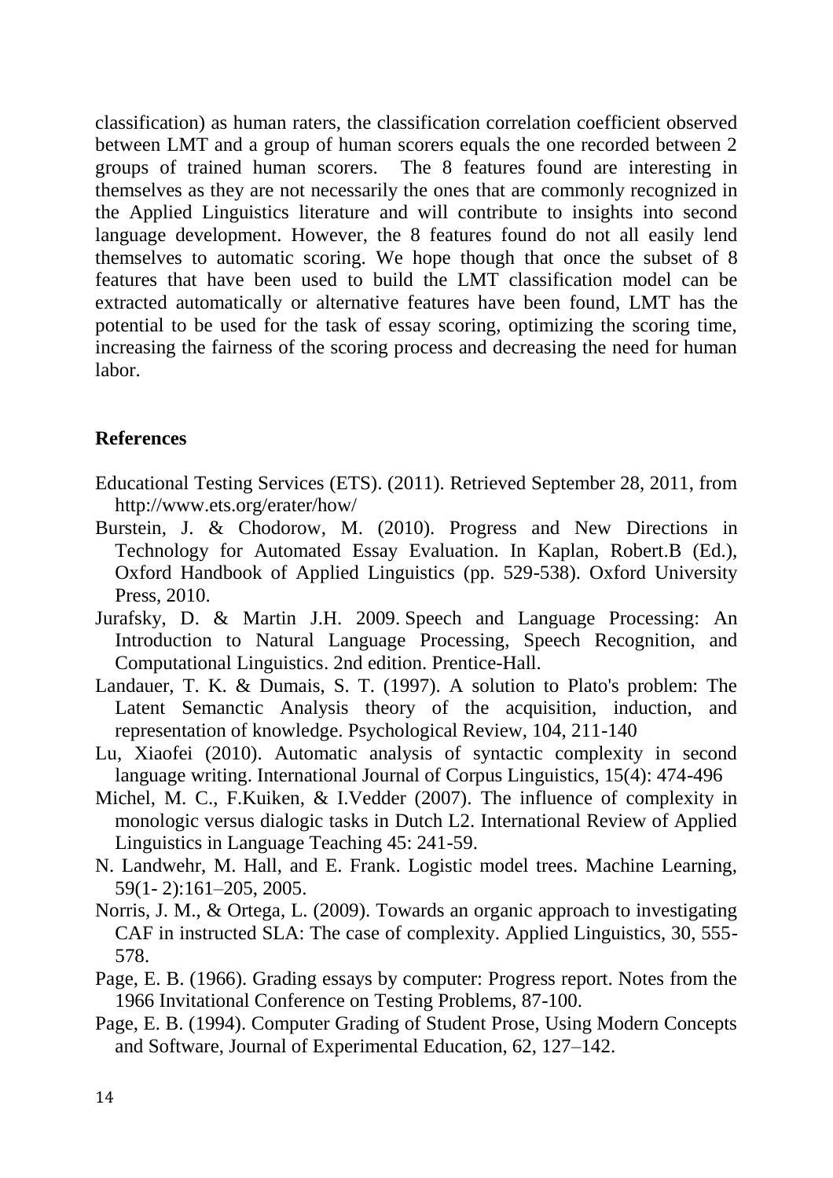classification) as human raters, the classification correlation coefficient observed between LMT and a group of human scorers equals the one recorded between 2 groups of trained human scorers. The 8 features found are interesting in themselves as they are not necessarily the ones that are commonly recognized in the Applied Linguistics literature and will contribute to insights into second language development. However, the 8 features found do not all easily lend themselves to automatic scoring. We hope though that once the subset of 8 features that have been used to build the LMT classification model can be extracted automatically or alternative features have been found, LMT has the potential to be used for the task of essay scoring, optimizing the scoring time, increasing the fairness of the scoring process and decreasing the need for human labor.

## References

Educational Testing Services (ETS). (2011). Retrieved September 28, 2011, from http://www.ets.org/erater/how/

Burstein, J. & Chodorow, M. (2010). Progress and New Directions in Technology for Automated Essay Evaluation. In Kaplan, Robert.B (Ed.), Oxford Handbook of Applied Linguistics (pp. 529-538). Oxford University Press, 2010.

Jurafsky, D. & Martin J.H. 2009. Speech and Language Processing: An Introduction to Natural Language Processing, Speech Recognition, and Computational Linguistics. 2nd edition. Prentice-Hall.

Landauer, T. K. & Dumais, S. T. (1997). A solution to Plato's problem: The Latent Semanctic Analysis theory of the acquisition, induction, and representation of knowledge. Psychological Review, 104, 211-140

Lu, Xiaofei (2010). Automatic analysis of syntactic complexity in second language writing. International Journal of Corpus Linguistics, 15(4): 474-496

Michel, M. C., F.Kuiken, & I.Vedder (2007). The influence of complexity in monologic versus dialogic tasks in Dutch L2. International Review of Applied Linguistics in Language Teaching 45: 241-59.

N. Landwehr, M. Hall, and E. Frank. Logistic model trees. Machine Learning, 59(1- 2):161–205, 2005.

Norris, J. M., & Ortega, L. (2009). Towards an organic approach to investigating CAF in instructed SLA: The case of complexity. Applied Linguistics, 30, 555-578.

Page, E. B. (1966). Grading essays by computer: Progress report. Notes from the 1966 Invitational Conference on Testing Problems, 87-100.

Page, E. B. (1994). Computer Grading of Student Prose, Using Modern Concepts and Software, Journal of Experimental Education, 62, 127–142.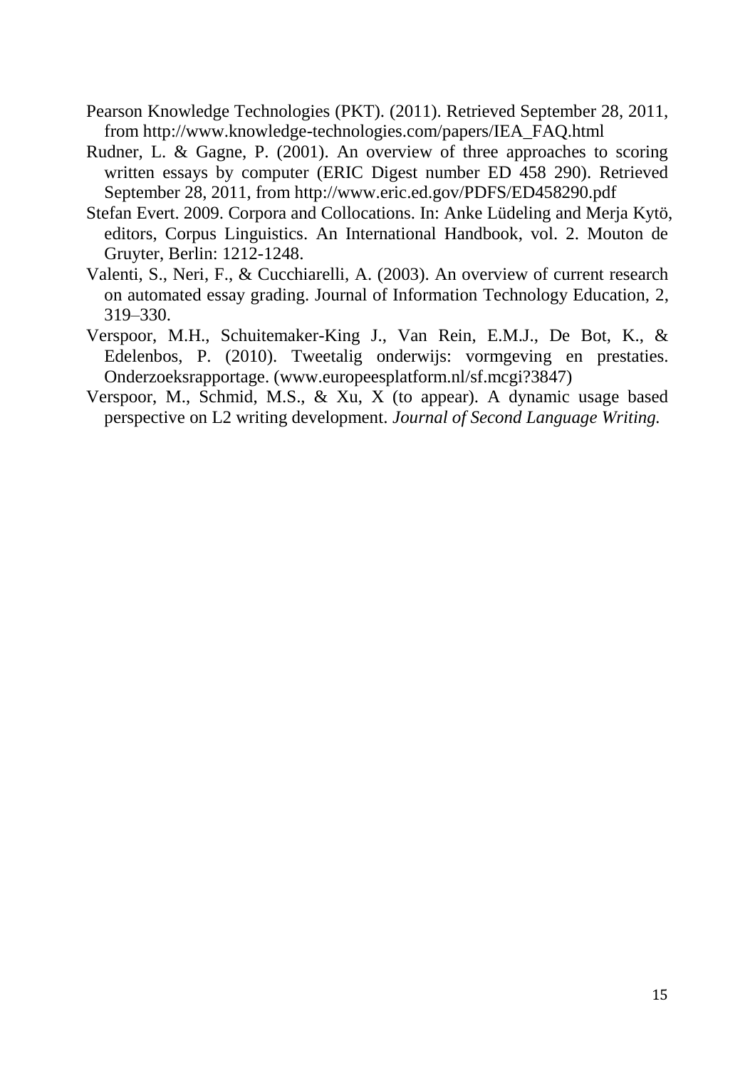Pearson Knowledge Technologies (PKT). (2011). Retrieved September 28, 2011, from http://www.knowledge-technologies.com/papers/IEA_FAQ.html

Rudner, L. & Gagne, P. (2001). An overview of three approaches to scoring written essays by computer (ERIC Digest number ED 458 290). Retrieved September 28, 2011, from http://www.eric.ed.gov/PDFS/ED458290.pdf

Stefan Evert. 2009. Corpora and Collocations. In: Anke Lüdeling and Merja Kytö, editors, Corpus Linguistics. An International Handbook, vol. 2. Mouton de Gruyter, Berlin: 1212-1248.

Valenti, S., Neri, F., & Cucchiarelli, A. (2003). An overview of current research on automated essay grading. Journal of Information Technology Education, 2, 319–330.

Verspoor, M.H., Schuitemaker-King J., Van Rein, E.M.J., De Bot, K., & Edelenbos, P. (2010). Tweetalig onderwijs: vormgeving en prestaties. Onderzoeksrapportage. (www.europeesplatform.nl/sf.mcgi?3847)

Verspoor, M., Schmid, M.S., & Xu, X (to appear). A dynamic usage based perspective on L2 writing development. *Journal of Second Language Writing.*